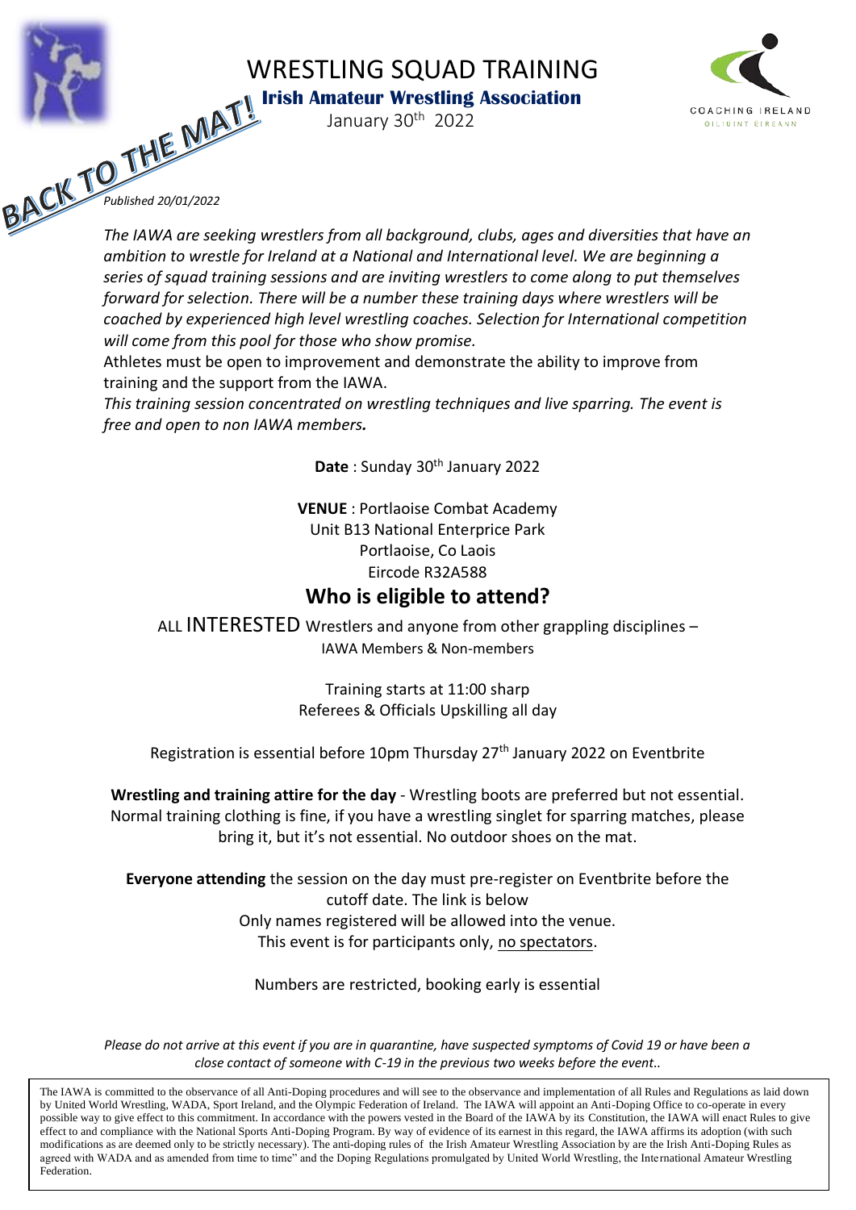# WRESTLING SQUAD TRAINING

**Irish Amateur Wrestling Association**

January 30th 2022

BACK TO THE MAT!

COACHING IRELAND
OILIUINT EIREANN

*Published 20/01/2022*

*The IAWA are seeking wrestlers from all background, clubs, ages and diversities that have an ambition to wrestle for Ireland at a National and International level. We are beginning a series of squad training sessions and are inviting wrestlers to come along to put themselves forward for selection. There will be a number these training days where wrestlers will be coached by experienced high level wrestling coaches. Selection for International competition will come from this pool for those who show promise.*

Athletes must be open to improvement and demonstrate the ability to improve from training and the support from the IAWA.

*This training session concentrated on wrestling techniques and live sparring. The event is free and open to non IAWA members.*

**Date** : Sunday 30th January 2022

**VENUE** : Portlaoise Combat Academy
Unit B13 National Enterprise Park
Portlaoise, Co Laois
Eircode R32A588

## Who is eligible to attend?

ALL INTERESTED Wrestlers and anyone from other grappling disciplines –
IAWA Members & Non-members

Training starts at 11:00 sharp
Referees & Officials Upskilling all day

Registration is essential before 10pm Thursday 27th January 2022 on Eventbrite

**Wrestling and training attire for the day** - Wrestling boots are preferred but not essential. Normal training clothing is fine, if you have a wrestling singlet for sparring matches, please bring it, but it's not essential. No outdoor shoes on the mat.

**Everyone attending** the session on the day must pre-register on Eventbrite before the cutoff date. The link is below
Only names registered will be allowed into the venue.
This event is for participants only, no spectators.

Numbers are restricted, booking early is essential

*Please do not arrive at this event if you are in quarantine, have suspected symptoms of Covid 19 or have been a close contact of someone with C-19 in the previous two weeks before the event..*

The IAWA is committed to the observance of all Anti-Doping procedures and will see to the observance and implementation of all Rules and Regulations as laid down by United World Wrestling, WADA, Sport Ireland, and the Olympic Federation of Ireland. The IAWA will appoint an Anti-Doping Office to co-operate in every possible way to give effect to this commitment. In accordance with the powers vested in the Board of the IAWA by its Constitution, the IAWA will enact Rules to give effect to and compliance with the National Sports Anti-Doping Program. By way of evidence of its earnest in this regard, the IAWA affirms its adoption (with such modifications as are deemed only to be strictly necessary). The anti-doping rules of the Irish Amateur Wrestling Association by are the Irish Anti-Doping Rules as agreed with WADA and as amended from time to time" and the Doping Regulations promulgated by United World Wrestling, the International Amateur Wrestling Federation.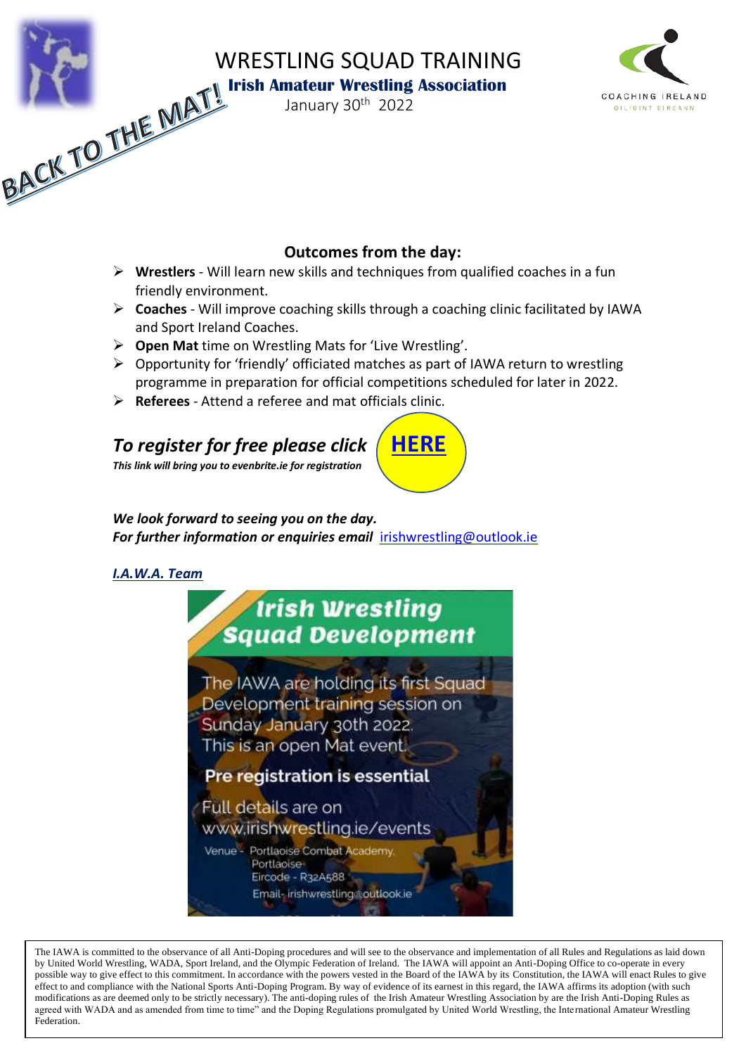BACK TO THE MAT!

# WRESTLING SQUAD TRAINING

**Irish Amateur Wrestling Association**

January 30th 2022

COACHING IRELAND
OILIUINT EIREANN

## Outcomes from the day:

- **Wrestlers** - Will learn new skills and techniques from qualified coaches in a fun friendly environment.
- **Coaches** - Will improve coaching skills through a coaching clinic facilitated by IAWA and Sport Ireland Coaches.
- **Open Mat** time on Wrestling Mats for 'Live Wrestling'.
- Opportunity for 'friendly' officiated matches as part of IAWA return to wrestling programme in preparation for official competitions scheduled for later in 2022.
- **Referees** - Attend a referee and mat officials clinic.

***To register for free please click*** **HERE**

***This link will bring you to evenbrite.ie for registration***

***We look forward to seeing you on the day.***

***For further information or enquiries email*** irishwrestling@outlook.ie

***I.A.W.A. Team***

**Irish Wrestling Squad Development**

The IAWA are holding its first Squad Development training session on Sunday January 30th 2022.
This is an open Mat event.

**Pre registration is essential**

Full details are on www.irishwrestling.ie/events

Venue - Portlaoise Combat Academy,
Portlaoise
Eircode - R32A588
Email- irishwrestling@outlook.ie

The IAWA is committed to the observance of all Anti-Doping procedures and will see to the observance and implementation of all Rules and Regulations as laid down by United World Wrestling, WADA, Sport Ireland, and the Olympic Federation of Ireland. The IAWA will appoint an Anti-Doping Office to co-operate in every possible way to give effect to this commitment. In accordance with the powers vested in the Board of the IAWA by its Constitution, the IAWA will enact Rules to give effect to and compliance with the National Sports Anti-Doping Program. By way of evidence of its earnest in this regard, the IAWA affirms its adoption (with such modifications as are deemed only to be strictly necessary). The anti-doping rules of the Irish Amateur Wrestling Association by are the Irish Anti-Doping Rules as agreed with WADA and as amended from time to time" and the Doping Regulations promulgated by United World Wrestling, the International Amateur Wrestling Federation.